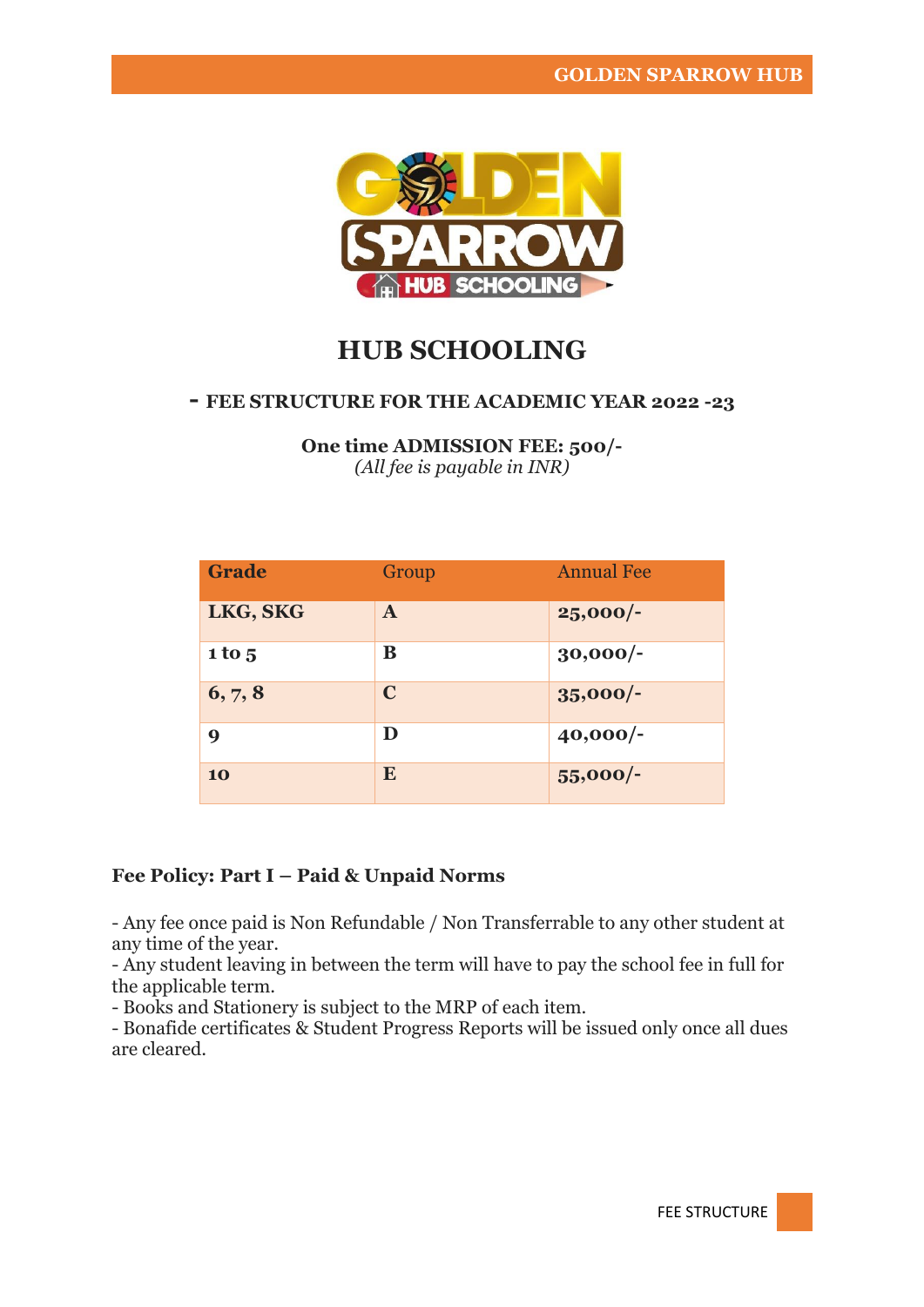# HUB SCHOOLING

## - FEE STRUCTURE FOR THE ACADEMIC YEAR 2022 -23

**One time ADMISSION FEE: 500/-**
*(All fee is payable in INR)*

| Grade | Group | Annual Fee |
| --- | --- | --- |
| **LKG, SKG** | **A** | **25,000/-** |
| **1 to 5** | **B** | **30,000/-** |
| **6, 7, 8** | **C** | **35,000/-** |
| **9** | **D** | **40,000/-** |
| **10** | **E** | **55,000/-** |

### Fee Policy: Part I – Paid & Unpaid Norms

- Any fee once paid is Non Refundable / Non Transferrable to any other student at any time of the year.
- Any student leaving in between the term will have to pay the school fee in full for the applicable term.
- Books and Stationery is subject to the MRP of each item.
- Bonafide certificates & Student Progress Reports will be issued only once all dues are cleared.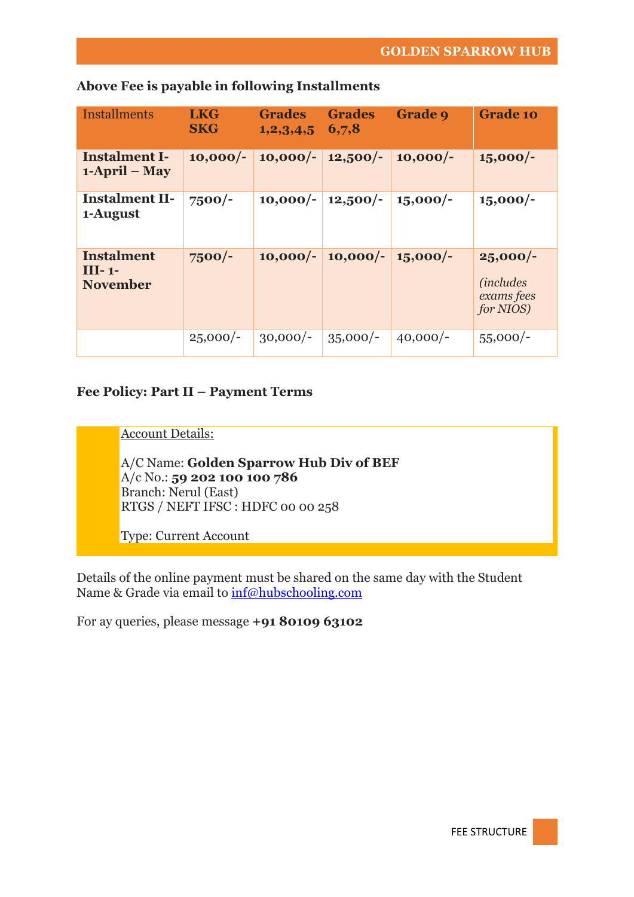**Above Fee is payable in following Installments**

| Installments | LKG SKG | Grades 1,2,3,4,5 | Grades 6,7,8 | Grade 9 | Grade 10 |
|---|---|---|---|---|---|
| **Instalment I- 1-April – May** | **10,000/-** | **10,000/-** | **12,500/-** | **10,000/-** | **15,000/-** |
| **Instalment II- 1-August** | **7500/-** | **10,000/-** | **12,500/-** | **15,000/-** | **15,000/-** |
| **Instalment III- 1- November** | **7500/-** | **10,000/-** | **10,000/-** | **15,000/-** | **25,000/-** *(includes exams fees for NIOS)* |
| | 25,000/- | 30,000/- | 35,000/- | 40,000/- | 55,000/- |

**Fee Policy: Part II – Payment Terms**

Account Details:

A/C Name: **Golden Sparrow Hub Div of BEF**
A/c No.: **59 202 100 100 786**
Branch: Nerul (East)
RTGS / NEFT IFSC : HDFC 00 00 258

Type: Current Account

Details of the online payment must be shared on the same day with the Student Name & Grade via email to inf@hubschooling.com

For ay queries, please message **+91 80109 63102**